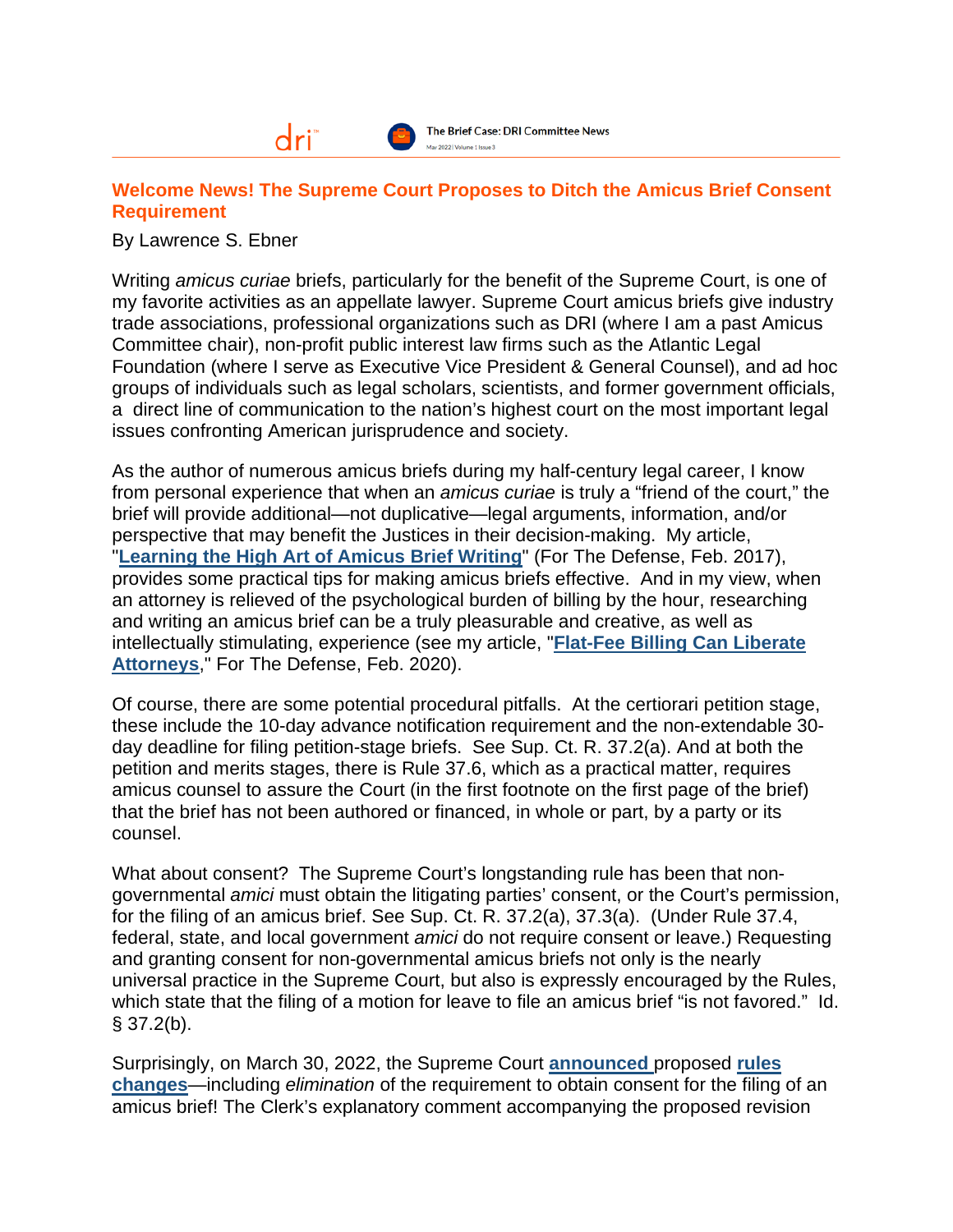# Welcome News! The Supreme Court Proposes to Ditch the Amicus Brief Consent Requirement

By Lawrence S. Ebner

Writing *amicus curiae* briefs, particularly for the benefit of the Supreme Court, is one of my favorite activities as an appellate lawyer. Supreme Court amicus briefs give industry trade associations, professional organizations such as DRI (where I am a past Amicus Committee chair), non-profit public interest law firms such as the Atlantic Legal Foundation (where I serve as Executive Vice President & General Counsel), and ad hoc groups of individuals such as legal scholars, scientists, and former government officials, a direct line of communication to the nation's highest court on the most important legal issues confronting American jurisprudence and society.

As the author of numerous amicus briefs during my half-century legal career, I know from personal experience that when an *amicus curiae* is truly a "friend of the court," the brief will provide additional—not duplicative—legal arguments, information, and/or perspective that may benefit the Justices in their decision-making. My article, "**Learning the High Art of Amicus Brief Writing**" (For The Defense, Feb. 2017), provides some practical tips for making amicus briefs effective. And in my view, when an attorney is relieved of the psychological burden of billing by the hour, researching and writing an amicus brief can be a truly pleasurable and creative, as well as intellectually stimulating, experience (see my article, "**Flat-Fee Billing Can Liberate Attorneys**," For The Defense, Feb. 2020).

Of course, there are some potential procedural pitfalls. At the certiorari petition stage, these include the 10-day advance notification requirement and the non-extendable 30-day deadline for filing petition-stage briefs. See Sup. Ct. R. 37.2(a). And at both the petition and merits stages, there is Rule 37.6, which as a practical matter, requires amicus counsel to assure the Court (in the first footnote on the first page of the brief) that the brief has not been authored or financed, in whole or part, by a party or its counsel.

What about consent? The Supreme Court's longstanding rule has been that non-governmental *amici* must obtain the litigating parties' consent, or the Court's permission, for the filing of an amicus brief. See Sup. Ct. R. 37.2(a), 37.3(a). (Under Rule 37.4, federal, state, and local government *amici* do not require consent or leave.) Requesting and granting consent for non-governmental amicus briefs not only is the nearly universal practice in the Supreme Court, but also is expressly encouraged by the Rules, which state that the filing of a motion for leave to file an amicus brief "is not favored." Id. § 37.2(b).

Surprisingly, on March 30, 2022, the Supreme Court **announced** proposed **rules changes**—including *elimination* of the requirement to obtain consent for the filing of an amicus brief! The Clerk's explanatory comment accompanying the proposed revision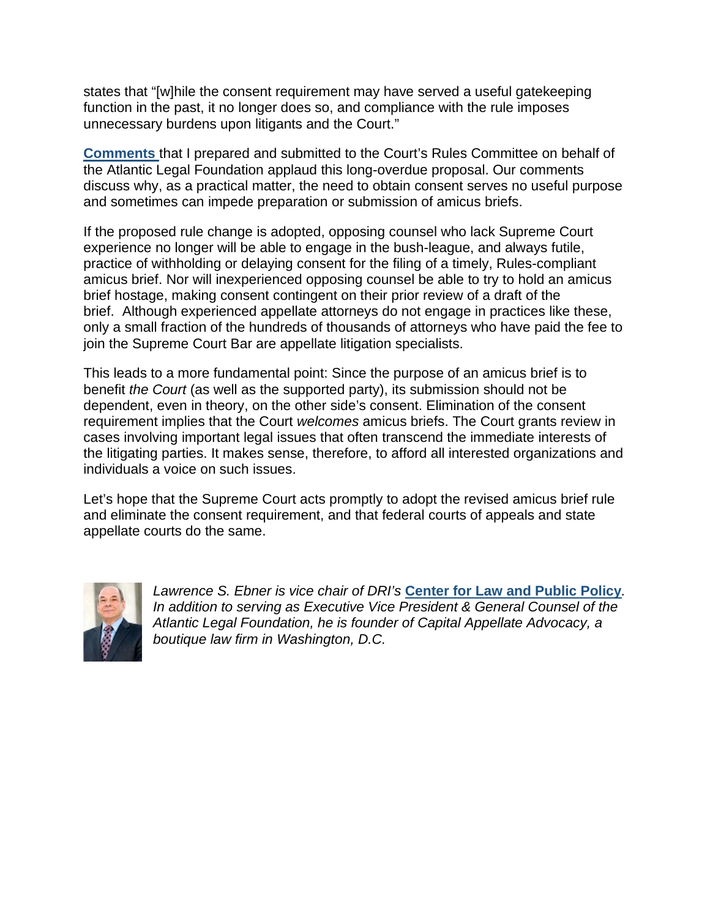states that "[w]hile the consent requirement may have served a useful gatekeeping function in the past, it no longer does so, and compliance with the rule imposes unnecessary burdens upon litigants and the Court."

**Comments** that I prepared and submitted to the Court's Rules Committee on behalf of the Atlantic Legal Foundation applaud this long-overdue proposal. Our comments discuss why, as a practical matter, the need to obtain consent serves no useful purpose and sometimes can impede preparation or submission of amicus briefs.

If the proposed rule change is adopted, opposing counsel who lack Supreme Court experience no longer will be able to engage in the bush-league, and always futile, practice of withholding or delaying consent for the filing of a timely, Rules-compliant amicus brief. Nor will inexperienced opposing counsel be able to try to hold an amicus brief hostage, making consent contingent on their prior review of a draft of the brief. Although experienced appellate attorneys do not engage in practices like these, only a small fraction of the hundreds of thousands of attorneys who have paid the fee to join the Supreme Court Bar are appellate litigation specialists.

This leads to a more fundamental point: Since the purpose of an amicus brief is to benefit *the Court* (as well as the supported party), its submission should not be dependent, even in theory, on the other side's consent. Elimination of the consent requirement implies that the Court *welcomes* amicus briefs. The Court grants review in cases involving important legal issues that often transcend the immediate interests of the litigating parties. It makes sense, therefore, to afford all interested organizations and individuals a voice on such issues.

Let's hope that the Supreme Court acts promptly to adopt the revised amicus brief rule and eliminate the consent requirement, and that federal courts of appeals and state appellate courts do the same.

*Lawrence S. Ebner is vice chair of DRI's* **Center for Law and Public Policy***. In addition to serving as Executive Vice President & General Counsel of the Atlantic Legal Foundation, he is founder of Capital Appellate Advocacy, a boutique law firm in Washington, D.C.*